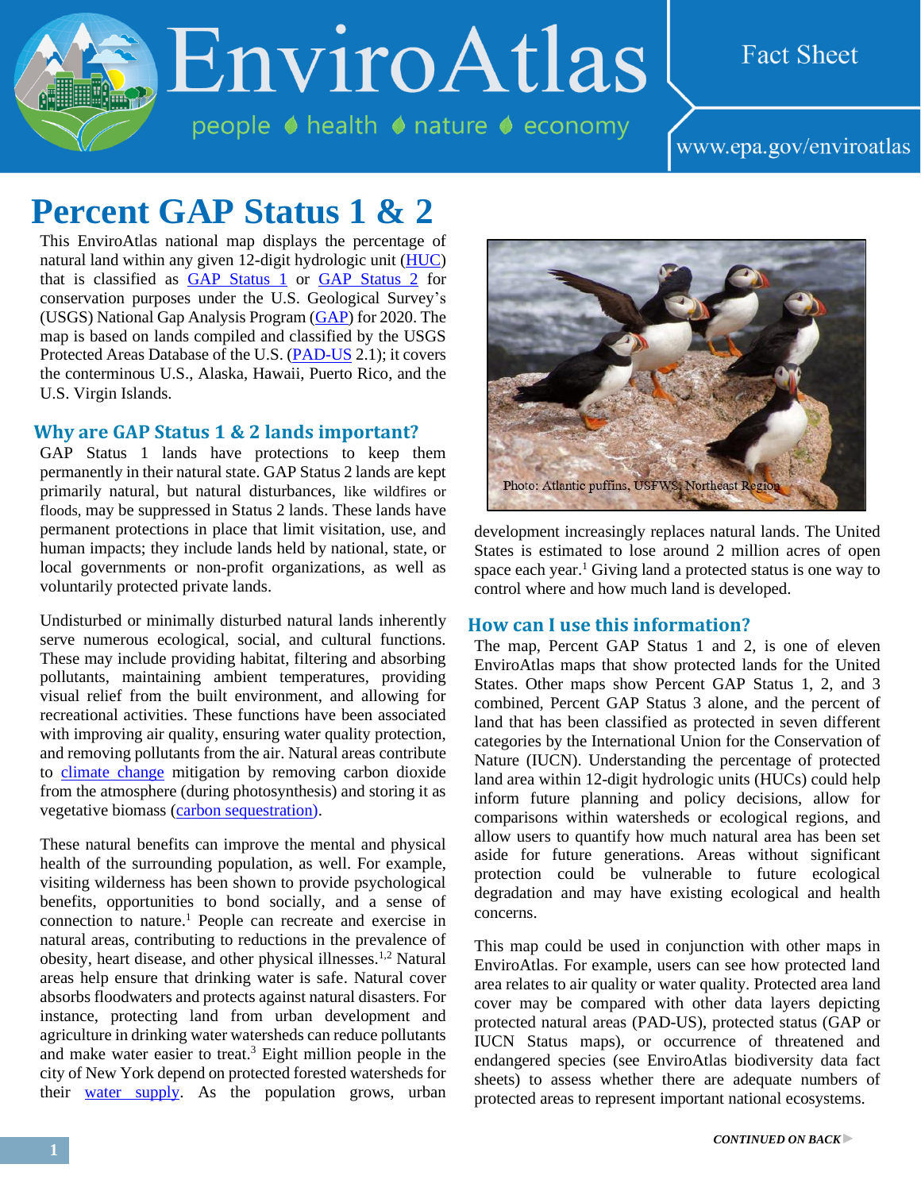# EnviroAtlas

people ♦ health ♦ nature ♦ economy

Fact Sheet

www.epa.gov/enviroatlas

# Percent GAP Status 1 & 2

This EnviroAtlas national map displays the percentage of natural land within any given 12-digit hydrologic unit (HUC) that is classified as GAP Status 1 or GAP Status 2 for conservation purposes under the U.S. Geological Survey's (USGS) National Gap Analysis Program (GAP) for 2020. The map is based on lands compiled and classified by the USGS Protected Areas Database of the U.S. (PAD-US 2.1); it covers the conterminous U.S., Alaska, Hawaii, Puerto Rico, and the U.S. Virgin Islands.

## Why are GAP Status 1 & 2 lands important?

GAP Status 1 lands have protections to keep them permanently in their natural state. GAP Status 2 lands are kept primarily natural, but natural disturbances, like wildfires or floods, may be suppressed in Status 2 lands. These lands have permanent protections in place that limit visitation, use, and human impacts; they include lands held by national, state, or local governments or non-profit organizations, as well as voluntarily protected private lands.

Undisturbed or minimally disturbed natural lands inherently serve numerous ecological, social, and cultural functions. These may include providing habitat, filtering and absorbing pollutants, maintaining ambient temperatures, providing visual relief from the built environment, and allowing for recreational activities. These functions have been associated with improving air quality, ensuring water quality protection, and removing pollutants from the air. Natural areas contribute to climate change mitigation by removing carbon dioxide from the atmosphere (during photosynthesis) and storing it as vegetative biomass (carbon sequestration).

These natural benefits can improve the mental and physical health of the surrounding population, as well. For example, visiting wilderness has been shown to provide psychological benefits, opportunities to bond socially, and a sense of connection to nature.[1] People can recreate and exercise in natural areas, contributing to reductions in the prevalence of obesity, heart disease, and other physical illnesses.[1,2] Natural areas help ensure that drinking water is safe. Natural cover absorbs floodwaters and protects against natural disasters. For instance, protecting land from urban development and agriculture in drinking water watersheds can reduce pollutants and make water easier to treat.[3] Eight million people in the city of New York depend on protected forested watersheds for their water supply. As the population grows, urban development increasingly replaces natural lands. The United States is estimated to lose around 2 million acres of open space each year.[1] Giving land a protected status is one way to control where and how much land is developed.

Photo: Atlantic puffins, USFWS, Northeast Region

## How can I use this information?

The map, Percent GAP Status 1 and 2, is one of eleven EnviroAtlas maps that show protected lands for the United States. Other maps show Percent GAP Status 1, 2, and 3 combined, Percent GAP Status 3 alone, and the percent of land that has been classified as protected in seven different categories by the International Union for the Conservation of Nature (IUCN). Understanding the percentage of protected land area within 12-digit hydrologic units (HUCs) could help inform future planning and policy decisions, allow for comparisons within watersheds or ecological regions, and allow users to quantify how much natural area has been set aside for future generations. Areas without significant protection could be vulnerable to future ecological degradation and may have existing ecological and health concerns.

This map could be used in conjunction with other maps in EnviroAtlas. For example, users can see how protected land area relates to air quality or water quality. Protected area land cover may be compared with other data layers depicting protected natural areas (PAD-US), protected status (GAP or IUCN Status maps), or occurrence of threatened and endangered species (see EnviroAtlas biodiversity data fact sheets) to assess whether there are adequate numbers of protected areas to represent important national ecosystems.

***CONTINUED ON BACK***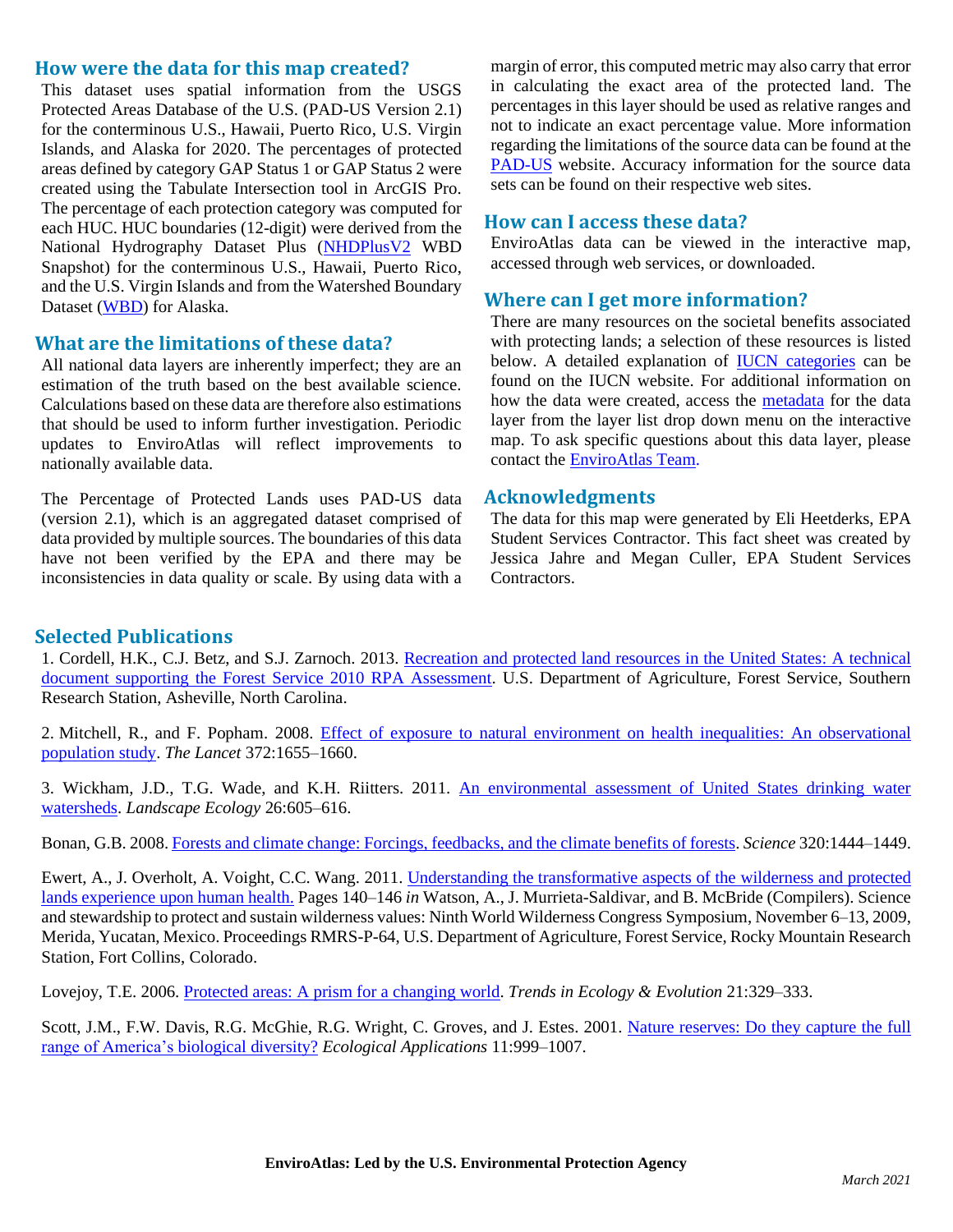## How were the data for this map created?

This dataset uses spatial information from the USGS Protected Areas Database of the U.S. (PAD-US Version 2.1) for the conterminous U.S., Hawaii, Puerto Rico, U.S. Virgin Islands, and Alaska for 2020. The percentages of protected areas defined by category GAP Status 1 or GAP Status 2 were created using the Tabulate Intersection tool in ArcGIS Pro. The percentage of each protection category was computed for each HUC. HUC boundaries (12-digit) were derived from the National Hydrography Dataset Plus (NHDPlusV2 WBD Snapshot) for the conterminous U.S., Hawaii, Puerto Rico, and the U.S. Virgin Islands and from the Watershed Boundary Dataset (WBD) for Alaska.

## What are the limitations of these data?

All national data layers are inherently imperfect; they are an estimation of the truth based on the best available science. Calculations based on these data are therefore also estimations that should be used to inform further investigation. Periodic updates to EnviroAtlas will reflect improvements to nationally available data.

The Percentage of Protected Lands uses PAD-US data (version 2.1), which is an aggregated dataset comprised of data provided by multiple sources. The boundaries of this data have not been verified by the EPA and there may be inconsistencies in data quality or scale. By using data with a margin of error, this computed metric may also carry that error in calculating the exact area of the protected land. The percentages in this layer should be used as relative ranges and not to indicate an exact percentage value. More information regarding the limitations of the source data can be found at the PAD-US website. Accuracy information for the source data sets can be found on their respective web sites.

## How can I access these data?

EnviroAtlas data can be viewed in the interactive map, accessed through web services, or downloaded.

## Where can I get more information?

There are many resources on the societal benefits associated with protecting lands; a selection of these resources is listed below. A detailed explanation of IUCN categories can be found on the IUCN website. For additional information on how the data were created, access the metadata for the data layer from the layer list drop down menu on the interactive map. To ask specific questions about this data layer, please contact the EnviroAtlas Team.

## Acknowledgments

The data for this map were generated by Eli Heetderks, EPA Student Services Contractor. This fact sheet was created by Jessica Jahre and Megan Culler, EPA Student Services Contractors.

## Selected Publications

1. Cordell, H.K., C.J. Betz, and S.J. Zarnoch. 2013. Recreation and protected land resources in the United States: A technical document supporting the Forest Service 2010 RPA Assessment. U.S. Department of Agriculture, Forest Service, Southern Research Station, Asheville, North Carolina.

2. Mitchell, R., and F. Popham. 2008. Effect of exposure to natural environment on health inequalities: An observational population study. *The Lancet* 372:1655–1660.

3. Wickham, J.D., T.G. Wade, and K.H. Riitters. 2011. An environmental assessment of United States drinking water watersheds. *Landscape Ecology* 26:605–616.

Bonan, G.B. 2008. Forests and climate change: Forcings, feedbacks, and the climate benefits of forests. *Science* 320:1444–1449.

Ewert, A., J. Overholt, A. Voight, C.C. Wang. 2011. Understanding the transformative aspects of the wilderness and protected lands experience upon human health. Pages 140–146 *in* Watson, A., J. Murrieta-Saldivar, and B. McBride (Compilers). Science and stewardship to protect and sustain wilderness values: Ninth World Wilderness Congress Symposium, November 6–13, 2009, Merida, Yucatan, Mexico. Proceedings RMRS-P-64, U.S. Department of Agriculture, Forest Service, Rocky Mountain Research Station, Fort Collins, Colorado.

Lovejoy, T.E. 2006. Protected areas: A prism for a changing world. *Trends in Ecology & Evolution* 21:329–333.

Scott, J.M., F.W. Davis, R.G. McGhie, R.G. Wright, C. Groves, and J. Estes. 2001. Nature reserves: Do they capture the full range of America's biological diversity? *Ecological Applications* 11:999–1007.

**EnviroAtlas: Led by the U.S. Environmental Protection Agency**

*March 2021*